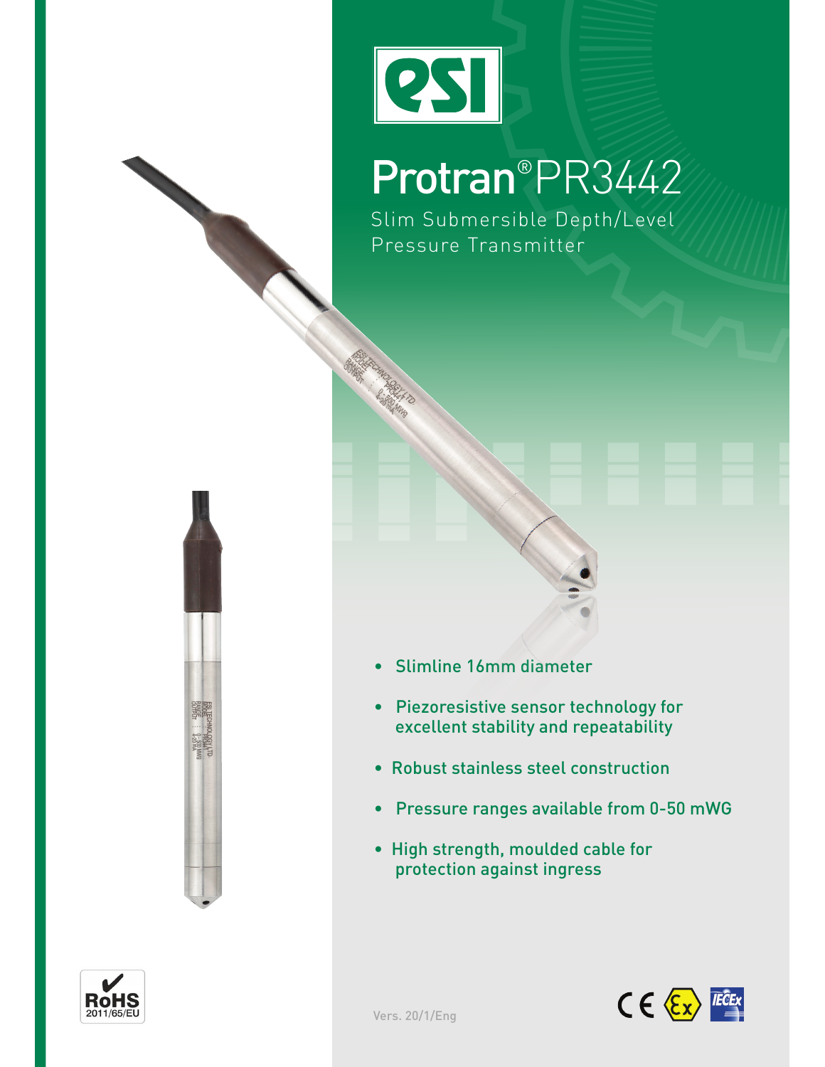# Protran® PR3442

Slim Submersible Depth/Level Pressure Transmitter

- Slimline 16mm diameter
- Piezoresistive sensor technology for excellent stability and repeatability
- Robust stainless steel construction
- Pressure ranges available from 0-50 mWG
- High strength, moulded cable for protection against ingress

Vers. 20/1/Eng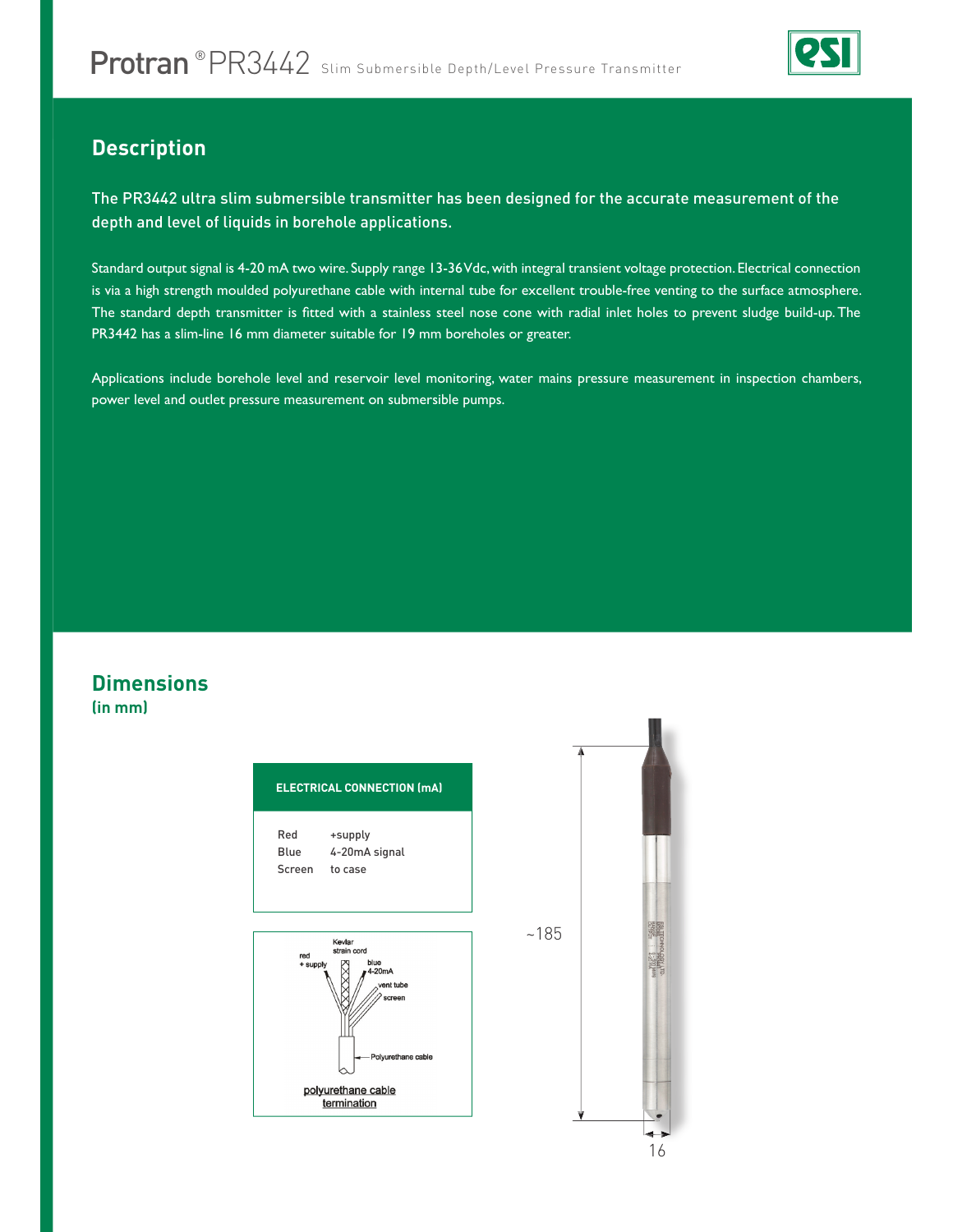# Protran ® PR3442 Slim Submersible Depth/Level Pressure Transmitter

## Description

The PR3442 ultra slim submersible transmitter has been designed for the accurate measurement of the depth and level of liquids in borehole applications.

Standard output signal is 4-20 mA two wire. Supply range 13-36Vdc, with integral transient voltage protection. Electrical connection is via a high strength moulded polyurethane cable with internal tube for excellent trouble-free venting to the surface atmosphere. The standard depth transmitter is fitted with a stainless steel nose cone with radial inlet holes to prevent sludge build-up. The PR3442 has a slim-line 16 mm diameter suitable for 19 mm boreholes or greater.

Applications include borehole level and reservoir level monitoring, water mains pressure measurement in inspection chambers, power level and outlet pressure measurement on submersible pumps.

## Dimensions
(in mm)

| ELECTRICAL CONNECTION (mA) | |
|---|---|
| Red | +supply |
| Blue | 4-20mA signal |
| Screen | to case |

Kevlar strain cord
red + supply
blue 4-20mA
vent tube
screen
Polyurethane cable

polyurethane cable termination

~185

16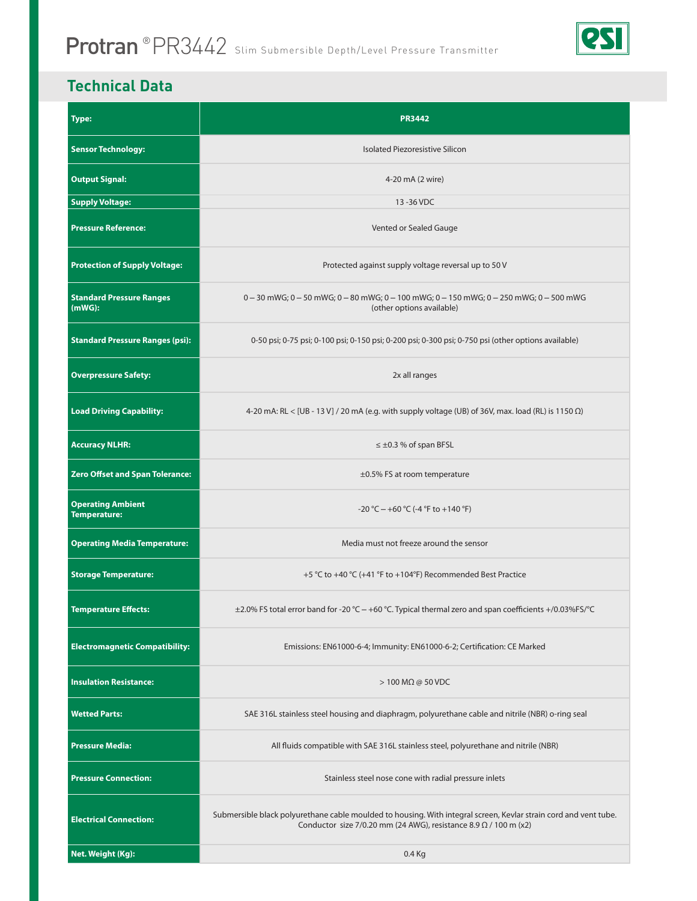# Protran® PR3442 Slim Submersible Depth/Level Pressure Transmitter

## Technical Data

| Type: | PR3442 |
|---|---|
| Sensor Technology: | Isolated Piezoresistive Silicon |
| Output Signal: | 4-20 mA (2 wire) |
| Supply Voltage: | 13 -36 VDC |
| Pressure Reference: | Vented or Sealed Gauge |
| Protection of Supply Voltage: | Protected against supply voltage reversal up to 50 V |
| Standard Pressure Ranges (mWG): | 0 – 30 mWG; 0 – 50 mWG; 0 – 80 mWG; 0 – 100 mWG; 0 – 150 mWG; 0 – 250 mWG; 0 – 500 mWG (other options available) |
| Standard Pressure Ranges (psi): | 0-50 psi; 0-75 psi; 0-100 psi; 0-150 psi; 0-200 psi; 0-300 psi; 0-750 psi (other options available) |
| Overpressure Safety: | 2x all ranges |
| Load Driving Capability: | 4-20 mA: RL < [UB - 13 V] / 20 mA (e.g. with supply voltage (UB) of 36V, max. load (RL) is 1150 Ω) |
| Accuracy NLHR: | ≤ ±0.3 % of span BFSL |
| Zero Offset and Span Tolerance: | ±0.5% FS at room temperature |
| Operating Ambient Temperature: | -20 °C – +60 °C (-4 °F to +140 °F) |
| Operating Media Temperature: | Media must not freeze around the sensor |
| Storage Temperature: | +5 °C to +40 °C (+41 °F to +104°F) Recommended Best Practice |
| Temperature Effects: | ±2.0% FS total error band for -20 °C – +60 °C. Typical thermal zero and span coefficients +/0.03%FS/°C |
| Electromagnetic Compatibility: | Emissions: EN61000-6-4; Immunity: EN61000-6-2; Certification: CE Marked |
| Insulation Resistance: | > 100 MΩ @ 50 VDC |
| Wetted Parts: | SAE 316L stainless steel housing and diaphragm, polyurethane cable and nitrile (NBR) o-ring seal |
| Pressure Media: | All fluids compatible with SAE 316L stainless steel, polyurethane and nitrile (NBR) |
| Pressure Connection: | Stainless steel nose cone with radial pressure inlets |
| Electrical Connection: | Submersible black polyurethane cable moulded to housing. With integral screen, Kevlar strain cord and vent tube. Conductor size 7/0.20 mm (24 AWG), resistance 8.9 Ω / 100 m (x2) |
| Net. Weight (Kg): | 0.4 Kg |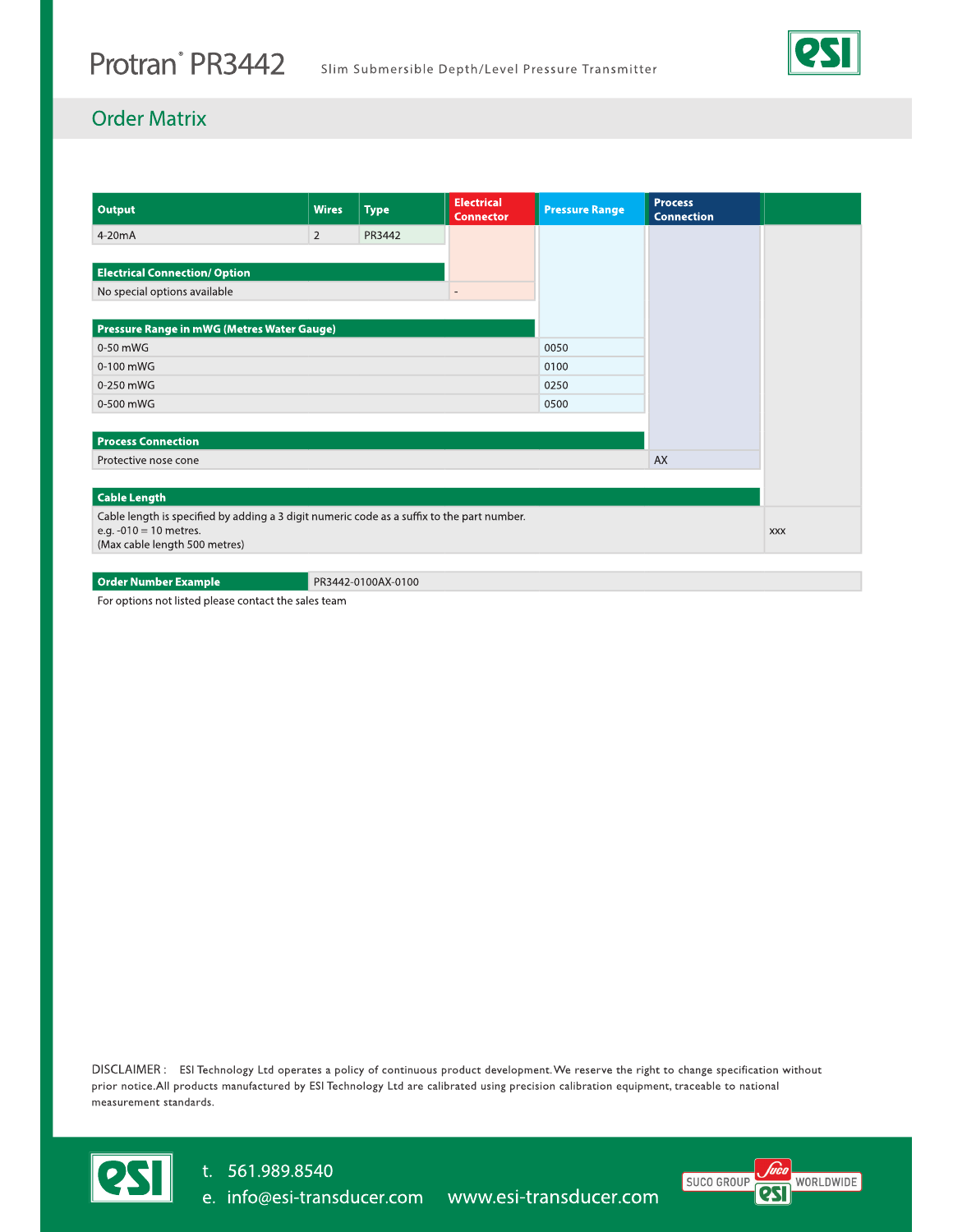# Protran® PR3442 Slim Submersible Depth/Level Pressure Transmitter

## Order Matrix

| Output | Wires | Type | Electrical Connector | Pressure Range | Process Connection | |
|---|---|---|---|---|---|---|
| 4-20mA | 2 | PR3442 | | | | |

| Electrical Connection/ Option | |
|---|---|
| No special options available | - |

| Pressure Range in mWG (Metres Water Gauge) | |
|---|---|
| 0-50 mWG | 0050 |
| 0-100 mWG | 0100 |
| 0-250 mWG | 0250 |
| 0-500 mWG | 0500 |

| Process Connection | |
|---|---|
| Protective nose cone | AX |

| Cable Length | |
|---|---|
| Cable length is specified by adding a 3 digit numeric code as a suffix to the part number.<br>e.g. -010 = 10 metres.<br>(Max cable length 500 metres) | xxx |

| Order Number Example | PR3442-0100AX-0100 |
|---|---|

For options not listed please contact the sales team

DISCLAIMER : ESI Technology Ltd operates a policy of continuous product development. We reserve the right to change specification without prior notice. All products manufactured by ESI Technology Ltd are calibrated using precision calibration equipment, traceable to national measurement standards.

t. 561.989.8540
e. info@esi-transducer.com www.esi-transducer.com

SUCO GROUP WORLDWIDE